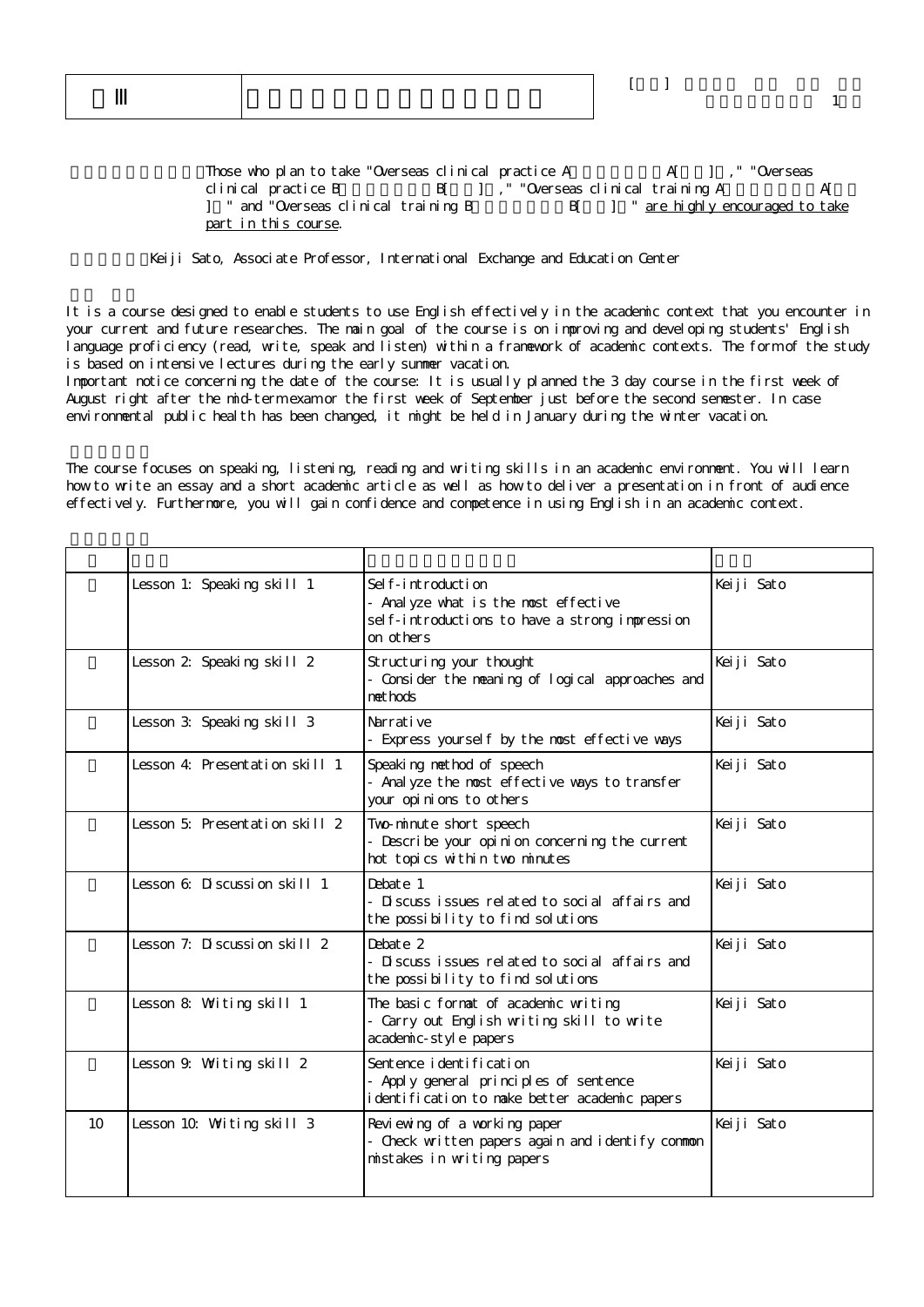| Ⅲ | |
|---|---|

[ ] 1

Those who plan to take "Overseas clinical practice A A[ ] ," "Overseas clinical practice B B[ ] ," "Overseas clinical training A A[ ] " and "Overseas clinical training B B[ ] " are highly encouraged to take part in this course.

Keiji Sato, Associate Professor, International Exchange and Education Center

It is a course designed to enable students to use English effectively in the academic context that you encounter in your current and future researches. The main goal of the course is on improving and developing students' English language proficiency (read, write, speak and listen) within a framework of academic contexts. The form of the study is based on intensive lectures during the early summer vacation.
Important notice concerning the date of the course: It is usually planned the 3 day course in the first week of August right after the mid-term exam or the first week of September just before the second semester. In case environmental public health has been changed, it might be held in January during the winter vacation.

The course focuses on speaking, listening, reading and writing skills in an academic environment. You will learn how to write an essay and a short academic article as well as how to deliver a presentation in front of audience effectively. Furthermore, you will gain confidence and competence in using English in an academic context.

| | | | |
|---|---|---|---|
| | Lesson 1: Speaking skill 1 | Self-introduction<br>- Analyze what is the most effective self-introductions to have a strong impression on others | Keiji Sato |
| | Lesson 2: Speaking skill 2 | Structuring your thought<br>- Consider the meaning of logical approaches and methods | Keiji Sato |
| | Lesson 3: Speaking skill 3 | Narrative<br>- Express yourself by the most effective ways | Keiji Sato |
| | Lesson 4: Presentation skill 1 | Speaking method of speech<br>- Analyze the most effective ways to transfer your opinions to others | Keiji Sato |
| | Lesson 5: Presentation skill 2 | Two-minute short speech<br>- Describe your opinion concerning the current hot topics within two minutes | Keiji Sato |
| | Lesson 6: Discussion skill 1 | Debate 1<br>- Discuss issues related to social affairs and the possibility to find solutions | Keiji Sato |
| | Lesson 7: Discussion skill 2 | Debate 2<br>- Discuss issues related to social affairs and the possibility to find solutions | Keiji Sato |
| | Lesson 8: Writing skill 1 | The basic format of academic writing<br>- Carry out English writing skill to write academic-style papers | Keiji Sato |
| | Lesson 9: Writing skill 2 | Sentence identification<br>- Apply general principles of sentence identification to make better academic papers | Keiji Sato |
| 10 | Lesson 10: Writing skill 3 | Reviewing of a working paper<br>- Check written papers again and identify common mistakes in writing papers | Keiji Sato |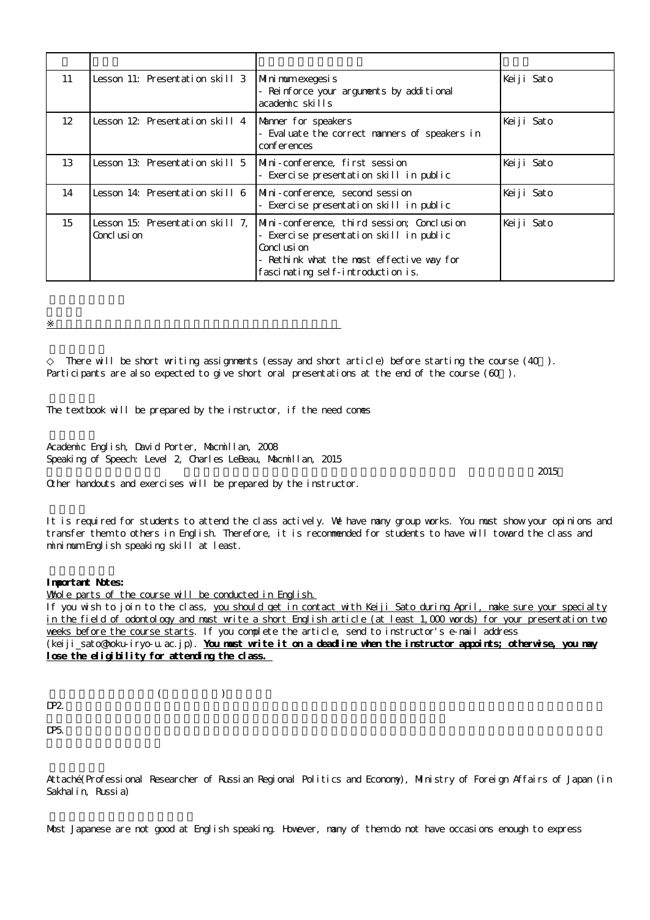| | | | |
|---|---|---|---|
| 11 | Lesson 11: Presentation skill 3 | Minimum exegesis<br>- Reinforce your arguments by additional academic skills | Keiji Sato |
| 12 | Lesson 12: Presentation skill 4 | Manner for speakers<br>- Evaluate the correct manners of speakers in conferences | Keiji Sato |
| 13 | Lesson 13: Presentation skill 5 | Mini-conference, first session<br>- Exercise presentation skill in public | Keiji Sato |
| 14 | Lesson 14: Presentation skill 6 | Mini-conference, second session<br>- Exercise presentation skill in public | Keiji Sato |
| 15 | Lesson 15: Presentation skill 7, Conclusion | Mini-conference, third session; Conclusion<br>- Exercise presentation skill in public<br>Conclusion<br>- Rethink what the most effective way for fascinating self-introduction is. | Keiji Sato |

◇ There will be short writing assignments (essay and short article) before starting the course (40 ). Participants are also expected to give short oral presentations at the end of the course (60 ).

The textbook will be prepared by the instructor, if the need comes

Academic English, David Porter, Macmillan, 2008
Speaking of Speech: Level 2, Charles LeBeau, Macmillan, 2015
2015
Other handouts and exercises will be prepared by the instructor.

It is required for students to attend the class actively. We have many group works. You must show your opinions and transfer them to others in English. Therefore, it is recommended for students to have will toward the class and minimum English speaking skill at least.

**Important Notes:**
Whole parts of the course will be conducted in English.
If you wish to join to the class, you should get in contact with Keiji Sato during April, make sure your specialty in the field of odontology and must write a short English article (at least 1,000 words) for your presentation two weeks before the course starts. If you complete the article, send to instructor's e-mail address (keiji_sato@hoku-iryo-u.ac.jp). **You must write it on a deadline when the instructor appoints; otherwise, you may lose the eligibility for attending the class.**

( )
DP2.

DP5.

Attaché(Professional Researcher of Russian Regional Politics and Economy), Ministry of Foreign Affairs of Japan (in Sakhalin, Russia)

Most Japanese are not good at English speaking. However, many of them do not have occasions enough to express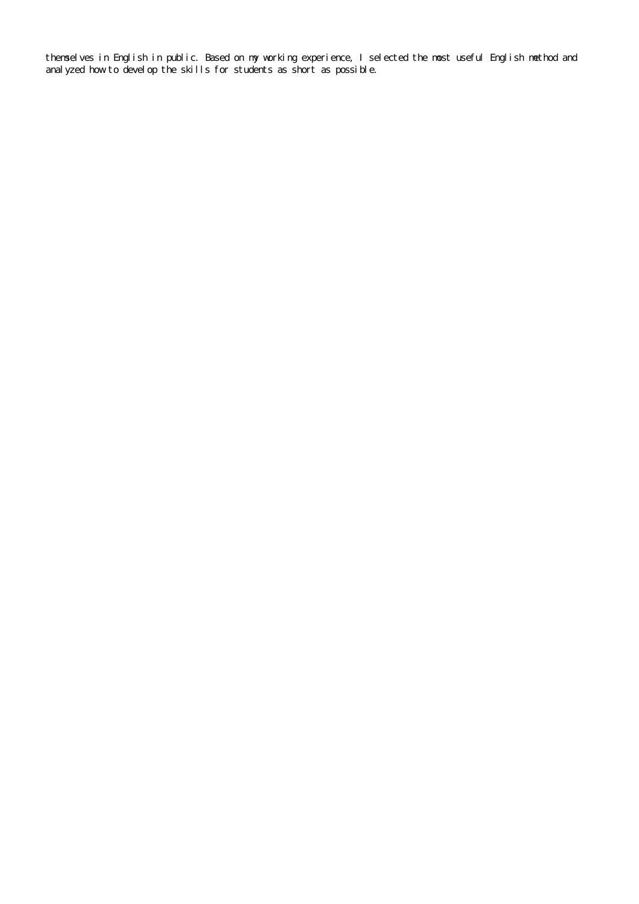themselves in English in public. Based on my working experience, I selected the most useful English method and analyzed how to develop the skills for students as short as possible.